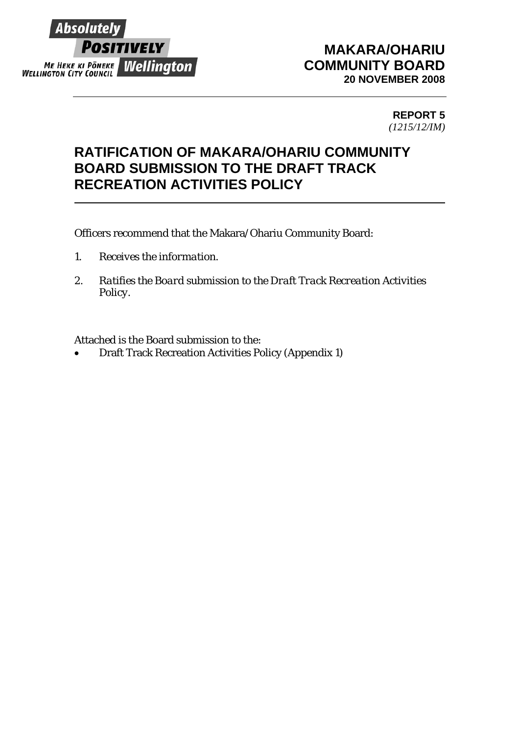Absolutely POSITIVELY Wellington
ME HEKE KI PŌNEKE
WELLINGTON CITY COUNCIL

**MAKARA/OHARIU COMMUNITY BOARD**
**20 NOVEMBER 2008**

---

**REPORT 5**
*(1215/12/IM)*

# RATIFICATION OF MAKARA/OHARIU COMMUNITY BOARD SUBMISSION TO THE DRAFT TRACK RECREATION ACTIVITIES POLICY

---

Officers recommend that the Makara/Ohariu Community Board:

1. *Receives the information.*
2. *Ratifies the Board submission to the Draft Track Recreation Activities Policy.*

Attached is the Board submission to the:

- Draft Track Recreation Activities Policy (Appendix 1)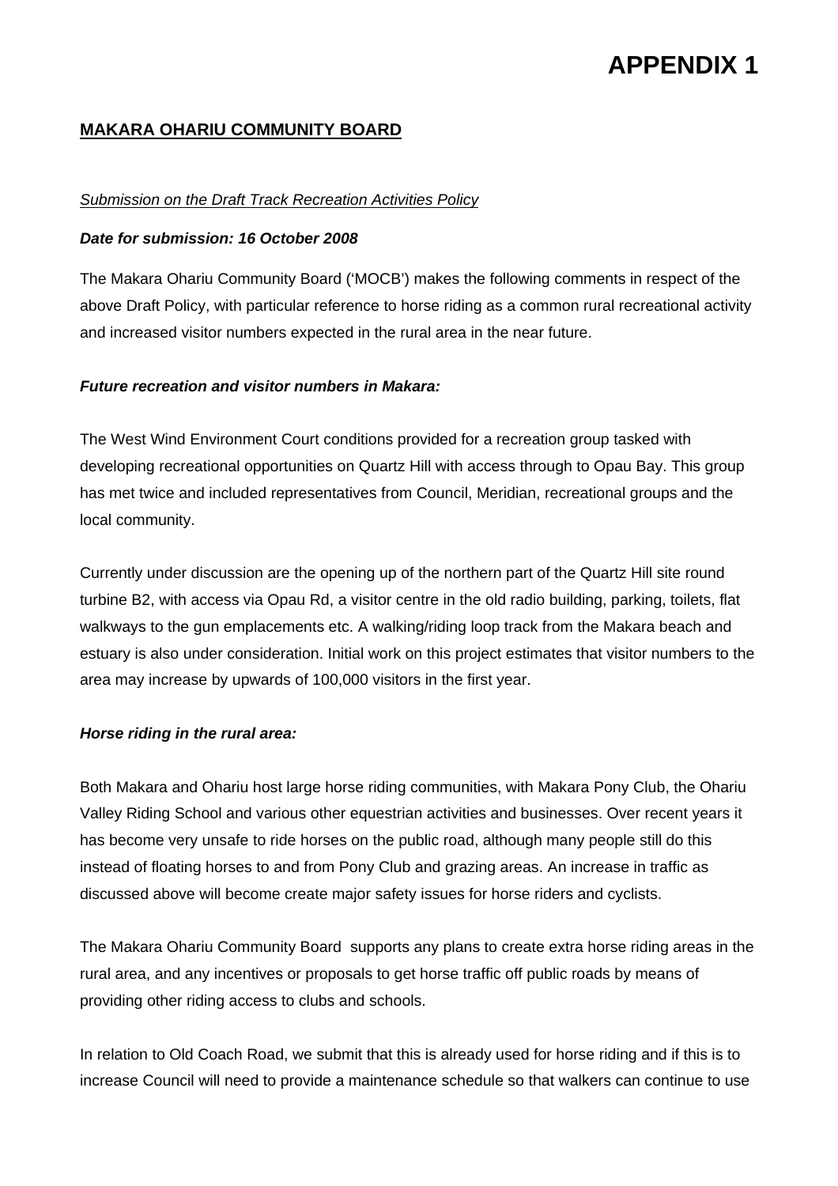# APPENDIX 1

## MAKARA OHARIU COMMUNITY BOARD

*Submission on the Draft Track Recreation Activities Policy*

***Date for submission: 16 October 2008***

The Makara Ohariu Community Board ('MOCB') makes the following comments in respect of the above Draft Policy, with particular reference to horse riding as a common rural recreational activity and increased visitor numbers expected in the rural area in the near future.

***Future recreation and visitor numbers in Makara:***

The West Wind Environment Court conditions provided for a recreation group tasked with developing recreational opportunities on Quartz Hill with access through to Opau Bay. This group has met twice and included representatives from Council, Meridian, recreational groups and the local community.

Currently under discussion are the opening up of the northern part of the Quartz Hill site round turbine B2, with access via Opau Rd, a visitor centre in the old radio building, parking, toilets, flat walkways to the gun emplacements etc. A walking/riding loop track from the Makara beach and estuary is also under consideration. Initial work on this project estimates that visitor numbers to the area may increase by upwards of 100,000 visitors in the first year.

***Horse riding in the rural area:***

Both Makara and Ohariu host large horse riding communities, with Makara Pony Club, the Ohariu Valley Riding School and various other equestrian activities and businesses. Over recent years it has become very unsafe to ride horses on the public road, although many people still do this instead of floating horses to and from Pony Club and grazing areas. An increase in traffic as discussed above will become create major safety issues for horse riders and cyclists.

The Makara Ohariu Community Board supports any plans to create extra horse riding areas in the rural area, and any incentives or proposals to get horse traffic off public roads by means of providing other riding access to clubs and schools.

In relation to Old Coach Road, we submit that this is already used for horse riding and if this is to increase Council will need to provide a maintenance schedule so that walkers can continue to use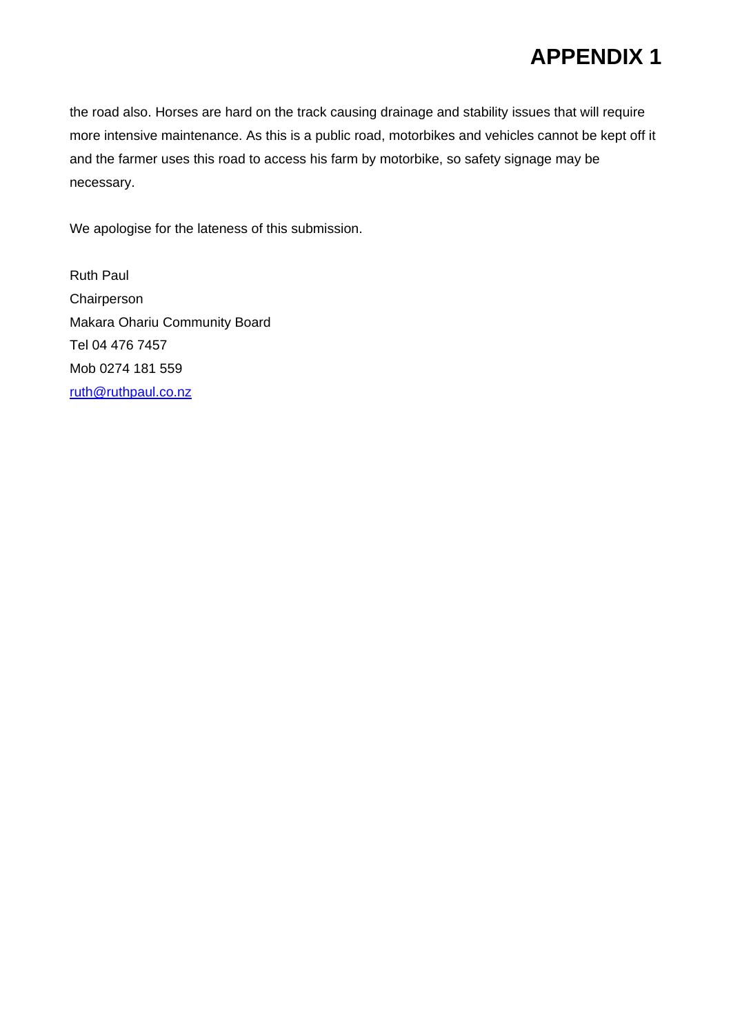the road also. Horses are hard on the track causing drainage and stability issues that will require more intensive maintenance. As this is a public road, motorbikes and vehicles cannot be kept off it and the farmer uses this road to access his farm by motorbike, so safety signage may be necessary.

We apologise for the lateness of this submission.

Ruth Paul
Chairperson
Makara Ohariu Community Board
Tel 04 476 7457
Mob 0274 181 559
ruth@ruthpaul.co.nz